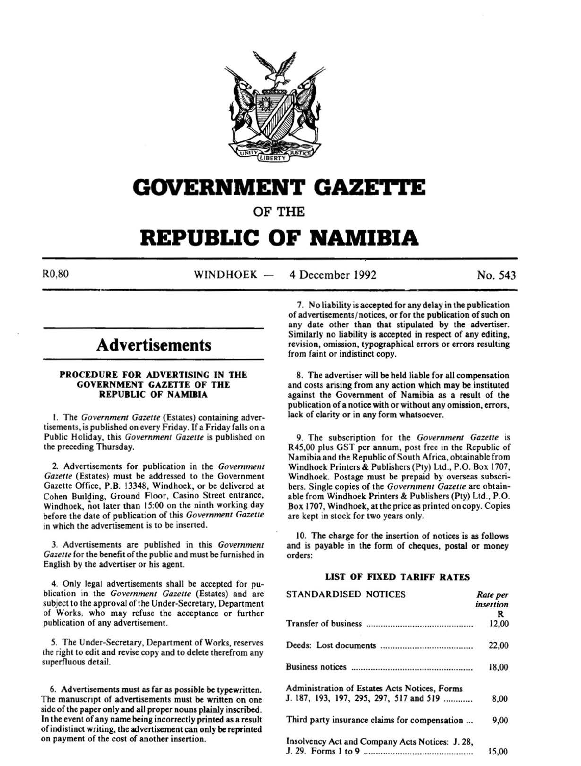# GOVERNMENT GAZETTE

## OF THE

# REPUBLIC OF NAMIBIA

R0,80 — WINDHOEK — 4 December 1992 — No. 543

## Advertisements

### PROCEDURE FOR ADVERTISING IN THE GOVERNMENT GAZETTE OF THE REPUBLIC OF NAMIBIA

1. The *Government Gazette* (Estates) containing advertisements, is published on every Friday. If a Friday falls on a Public Holiday, this *Government Gazette* is published on the preceding Thursday.

2. Advertisements for publication in the *Government Gazette* (Estates) must be addressed to the Government Gazette Office, P.B. 13348, Windhoek, or be delivered at Cohen Building, Ground Floor, Casino Street entrance, Windhoek, not later than 15:00 on the ninth working day before the date of publication of this *Government Gazette* in which the advertisement is to be inserted.

3. Advertisements are published in this *Government Gazette* for the benefit of the public and must be furnished in English by the advertiser or his agent.

4. Only legal advertisements shall be accepted for publication in the *Government Gazette* (Estates) and are subject to the approval of the Under-Secretary, Department of Works, who may refuse the acceptance or further publication of any advertisement.

5. The Under-Secretary, Department of Works, reserves the right to edit and revise copy and to delete therefrom any superfluous detail.

6. Advertisements must as far as possible be typewritten. The manuscript of advertisements must be written on one side of the paper only and all proper nouns plainly inscribed. In the event of any name being incorrectly printed as a result of indistinct writing, the advertisement can only be reprinted on payment of the cost of another insertion.

7. No liability is accepted for any delay in the publication of advertisements/notices, or for the publication of such on any date other than that stipulated by the advertiser. Similarly no liability is accepted in respect of any editing, revision, omission, typographical errors or errors resulting from faint or indistinct copy.

8. The advertiser will be held liable for all compensation and costs arising from any action which may be instituted against the Government of Namibia as a result of the publication of a notice with or without any omission, errors, lack of clarity or in any form whatsoever.

9. The subscription for the *Government Gazette* is R45,00 plus GST per annum, post free in the Republic of Namibia and the Republic of South Africa, obtainable from Windhoek Printers & Publishers (Pty) Ltd., P.O. Box 1707, Windhoek. Postage must be prepaid by overseas subscribers. Single copies of the *Government Gazette* are obtainable from Windhoek Printers & Publishers (Pty) Ltd., P.O. Box 1707, Windhoek, at the price as printed on copy. Copies are kept in stock for two years only.

10. The charge for the insertion of notices is as follows and is payable in the form of cheques, postal or money orders:

### LIST OF FIXED TARIFF RATES

| STANDARDISED NOTICES | *Rate per insertion* R |
|---|---|
| Transfer of business | 12,00 |
| Deeds: Lost documents | 22,00 |
| Business notices | 18,00 |
| Administration of Estates Acts Notices, Forms J. 187, 193, 197, 295, 297, 517 and 519 | 8,00 |
| Third party insurance claims for compensation | 9,00 |
| Insolvency Act and Company Acts Notices: J. 28, J. 29. Forms 1 to 9 | 15,00 |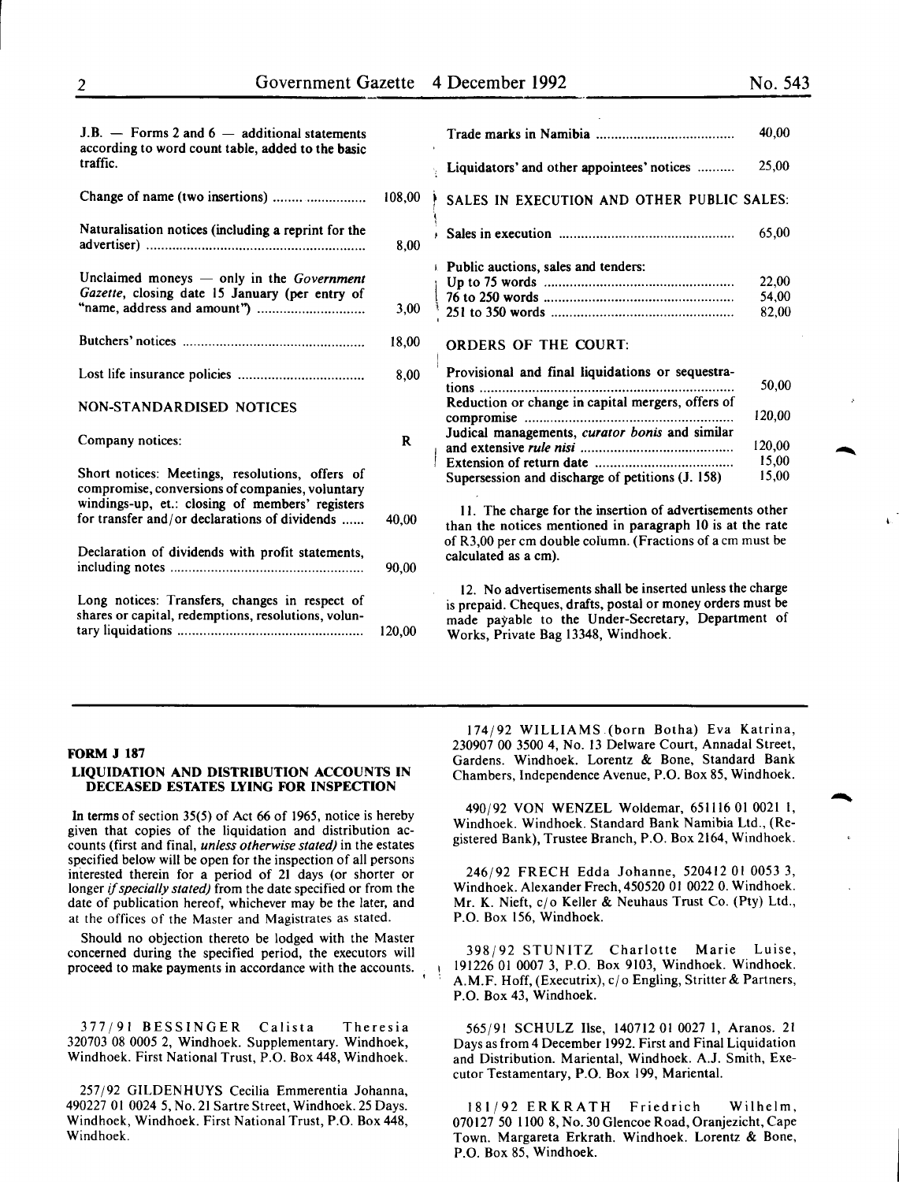| | |
|---|---|
| J.B. — Forms 2 and 6 — additional statements according to word count table, added to the basic traffic. | |
| Change of name (two insertions) ........ ................ | 108,00 |
| Naturalisation notices (including a reprint for the advertiser) ........................................................ | 8,00 |
| Unclaimed moneys — only in the *Government Gazette*, closing date 15 January (per entry of "name, address and amount") ............................ | 3,00 |
| Butchers' notices ................................................ | 18,00 |
| Lost life insurance policies ................................. | 8,00 |

NON-STANDARDISED NOTICES

| | |
|---|---|
| Company notices: | R |
| Short notices: Meetings, resolutions, offers of compromise, conversions of companies, voluntary windings-up, et.: closing of members' registers for transfer and/or declarations of dividends ...... | 40,00 |
| Declaration of dividends with profit statements, including notes .................................................. | 90,00 |
| Long notices: Transfers, changes in respect of shares or capital, redemptions, resolutions, voluntary liquidations .................................................. | 120,00 |
| Trade marks in Namibia .................................... | 40,00 |
| Liquidators' and other appointees' notices .......... | 25,00 |

SALES IN EXECUTION AND OTHER PUBLIC SALES:

| | |
|---|---|
| Sales in execution .............................................. | 65,00 |
| Public auctions, sales and tenders: | |
| Up to 75 words .................................................. | 22,00 |
| 76 to 250 words .................................................. | 54,00 |
| 251 to 350 words ................................................ | 82,00 |

ORDERS OF THE COURT:

| | |
|---|---|
| Provisional and final liquidations or sequestrations ................................................................... | 50,00 |
| Reduction or change in capital mergers, offers of compromise ........................................................ | 120,00 |
| Judical managements, *curator bonis* and similar and extensive *rule nisi* ......................................... | 120,00 |
| Extension of return date .................................... | 15,00 |
| Supersession and discharge of petitions (J. 158) | 15,00 |

11. The charge for the insertion of advertisements other than the notices mentioned in paragraph 10 is at the rate of R3,00 per cm double column. (Fractions of a cm must be calculated as a cm).

12. No advertisements shall be inserted unless the charge is prepaid. Cheques, drafts, postal or money orders must be made payable to the Under-Secretary, Department of Works, Private Bag 13348, Windhoek.

---

## FORM J 187

### LIQUIDATION AND DISTRIBUTION ACCOUNTS IN DECEASED ESTATES LYING FOR INSPECTION

In terms of section 35(5) of Act 66 of 1965, notice is hereby given that copies of the liquidation and distribution accounts (first and final, *unless otherwise stated)* in the estates specified below will be open for the inspection of all persons interested therein for a period of 21 days (or shorter or longer *if specially stated)* from the date specified or from the date of publication hereof, whichever may be the later, and at the offices of the Master and Magistrates as stated.

Should no objection thereto be lodged with the Master concerned during the specified period, the executors will proceed to make payments in accordance with the accounts.

377/91 BESSINGER Calista Theresia 320703 08 0005 2, Windhoek. Supplementary. Windhoek, Windhoek. First National Trust, P.O. Box 448, Windhoek.

257/92 GILDENHUYS Cecilia Emmerentia Johanna, 490227 01 0024 5, No. 21 Sartre Street, Windhoek. 25 Days. Windhoek, Windhoek. First National Trust, P.O. Box 448, Windhoek.

174/92 WILLIAMS (born Botha) Eva Katrina, 230907 00 3500 4, No. 13 Delware Court, Annadal Street, Gardens. Windhoek. Lorentz & Bone, Standard Bank Chambers, Independence Avenue, P.O. Box 85, Windhoek.

490/92 VON WENZEL Woldemar, 651116 01 0021 1, Windhoek. Windhoek. Standard Bank Namibia Ltd., (Registered Bank), Trustee Branch, P.O. Box 2164, Windhoek.

246/92 FRECH Edda Johanne, 520412 01 0053 3, Windhoek. Alexander Frech, 450520 01 0022 0. Windhoek. Mr. K. Nieft, c/o Keller & Neuhaus Trust Co. (Pty) Ltd., P.O. Box 156, Windhoek.

398/92 STUNITZ Charlotte Marie Luise, 191226 01 0007 3, P.O. Box 9103, Windhoek. Windhoek. A.M.F. Hoff, (Executrix), c/o Engling, Stritter & Partners, P.O. Box 43, Windhoek.

565/91 SCHULZ Ilse, 140712 01 0027 1, Aranos. 21 Days as from 4 December 1992. First and Final Liquidation and Distribution. Mariental, Windhoek. A.J. Smith, Executor Testamentary, P.O. Box 199, Mariental.

181/92 ERKRATH Friedrich Wilhelm, 070127 50 1100 8, No. 30 Glencoe Road, Oranjezicht, Cape Town. Margareta Erkrath. Windhoek. Lorentz & Bone, P.O. Box 85, Windhoek.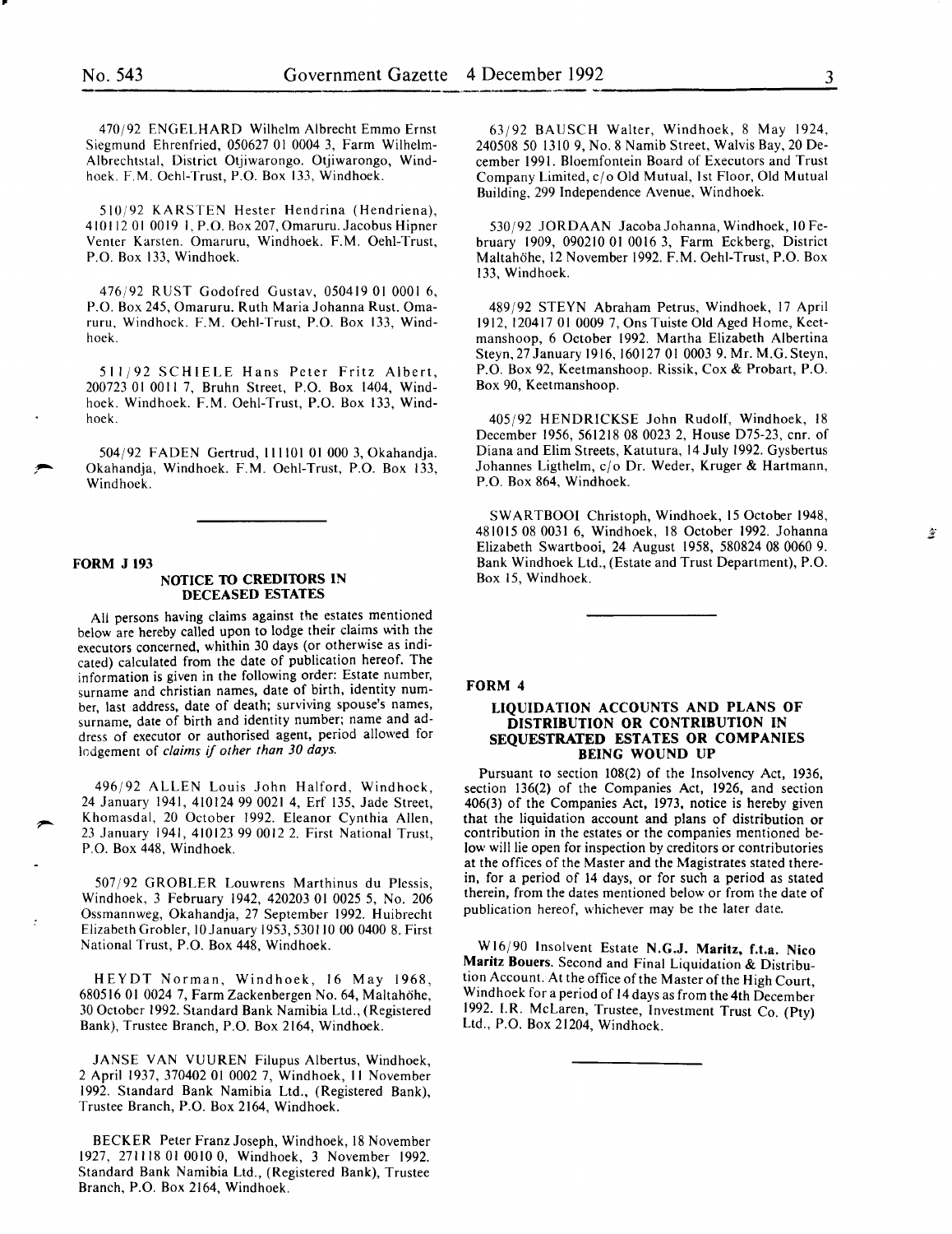470/92 ENGELHARD Wilhelm Albrecht Emmo Ernst Siegmund Ehrenfried, 050627 01 0004 3, Farm Wilhelm-Albrechtstal, District Otjiwarongo. Otjiwarongo, Windhoek. F.M. Oehl-Trust, P.O. Box 133, Windhoek.

510/92 KARSTEN Hester Hendrina (Hendriena), 410112 01 0019 1, P.O. Box 207, Omaruru. Jacobus Hipner Venter Karsten. Omaruru, Windhoek. F.M. Oehl-Trust, P.O. Box 133, Windhoek.

476/92 RUST Godofred Gustav, 050419 01 0001 6, P.O. Box 245, Omaruru. Ruth Maria Johanna Rust. Omaruru, Windhoek. F.M. Oehl-Trust, P.O. Box 133, Windhoek.

511/92 SCHIELE Hans Peter Fritz Albert, 200723 01 0011 7, Bruhn Street, P.O. Box 1404, Windhoek. Windhoek. F.M. Oehl-Trust, P.O. Box 133, Windhoek.

504/92 FADEN Gertrud, 111101 01 000 3, Okahandja. Okahandja, Windhoek. F.M. Oehl-Trust, P.O. Box 133, Windhoek.

---

**FORM J 193**

## NOTICE TO CREDITORS IN DECEASED ESTATES

All persons having claims against the estates mentioned below are hereby called upon to lodge their claims with the executors concerned, whithin 30 days (or otherwise as indicated) calculated from the date of publication hereof. The information is given in the following order: Estate number, surname and christian names, date of birth, identity number, last address, date of death; surviving spouse's names, surname, date of birth and identity number; name and address of executor or authorised agent, period allowed for lodgement of *claims if other than 30 days.*

496/92 ALLEN Louis John Halford, Windhoek, 24 January 1941, 410124 99 0021 4, Erf 135, Jade Street, Khomasdal, 20 October 1992. Eleanor Cynthia Allen, 23 January 1941, 410123 99 0012 2. First National Trust, P.O. Box 448, Windhoek.

507/92 GROBLER Louwrens Marthinus du Plessis, Windhoek, 3 February 1942, 420203 01 0025 5, No. 206 Ossmannweg, Okahandja, 27 September 1992. Huibrecht Elizabeth Grobler, 10 January 1953, 530110 00 0400 8. First National Trust, P.O. Box 448, Windhoek.

HEYDT Norman, Windhoek, 16 May 1968, 680516 01 0024 7, Farm Zackenbergen No. 64, Maltahöhe, 30 October 1992. Standard Bank Namibia Ltd., (Registered Bank), Trustee Branch, P.O. Box 2164, Windhoek.

JANSE VAN VUUREN Filupus Albertus, Windhoek, 2 April 1937, 370402 01 0002 7, Windhoek, 11 November 1992. Standard Bank Namibia Ltd., (Registered Bank), Trustee Branch, P.O. Box 2164, Windhoek.

BECKER Peter Franz Joseph, Windhoek, 18 November 1927, 271118 01 0010 0, Windhoek, 3 November 1992. Standard Bank Namibia Ltd., (Registered Bank), Trustee Branch, P.O. Box 2164, Windhoek.

63/92 BAUSCH Walter, Windhoek, 8 May 1924, 240508 50 1310 9, No. 8 Namib Street, Walvis Bay, 20 December 1991. Bloemfontein Board of Executors and Trust Company Limited, c/o Old Mutual, 1st Floor, Old Mutual Building, 299 Independence Avenue, Windhoek.

530/92 JORDAAN Jacoba Johanna, Windhoek, 10 February 1909, 090210 01 0016 3, Farm Eckberg, District Maltahöhe, 12 November 1992. F.M. Oehl-Trust, P.O. Box 133, Windhoek.

489/92 STEYN Abraham Petrus, Windhoek, 17 April 1912, 120417 01 0009 7, Ons Tuiste Old Aged Home, Keetmanshoop, 6 October 1992. Martha Elizabeth Albertina Steyn, 27 January 1916, 160127 01 0003 9. Mr. M.G. Steyn, P.O. Box 92, Keetmanshoop. Rissik, Cox & Probart, P.O. Box 90, Keetmanshoop.

405/92 HENDRICKSE John Rudolf, Windhoek, 18 December 1956, 561218 08 0023 2, House D75-23, cnr. of Diana and Elim Streets, Katutura, 14 July 1992. Gysbertus Johannes Ligthelm, c/o Dr. Weder, Kruger & Hartmann, P.O. Box 864, Windhoek.

SWARTBOOI Christoph, Windhoek, 15 October 1948, 481015 08 0031 6, Windhoek, 18 October 1992. Johanna Elizabeth Swartbooi, 24 August 1958, 580824 08 0060 9. Bank Windhoek Ltd., (Estate and Trust Department), P.O. Box 15, Windhoek.

---

**FORM 4**

## LIQUIDATION ACCOUNTS AND PLANS OF DISTRIBUTION OR CONTRIBUTION IN SEQUESTRATED ESTATES OR COMPANIES BEING WOUND UP

Pursuant to section 108(2) of the Insolvency Act, 1936, section 136(2) of the Companies Act, 1926, and section 406(3) of the Companies Act, 1973, notice is hereby given that the liquidation account and plans of distribution or contribution in the estates or the companies mentioned below will lie open for inspection by creditors or contributories at the offices of the Master and the Magistrates stated therein, for a period of 14 days, or for such a period as stated therein, from the dates mentioned below or from the date of publication hereof, whichever may be the later date.

W16/90 Insolvent Estate **N.G.J. Maritz, f.t.a. Nico Maritz Bouers.** Second and Final Liquidation & Distribution Account. At the office of the Master of the High Court, Windhoek for a period of 14 days as from the 4th December 1992. I.R. McLaren, Trustee, Investment Trust Co. (Pty) Ltd., P.O. Box 21204, Windhoek.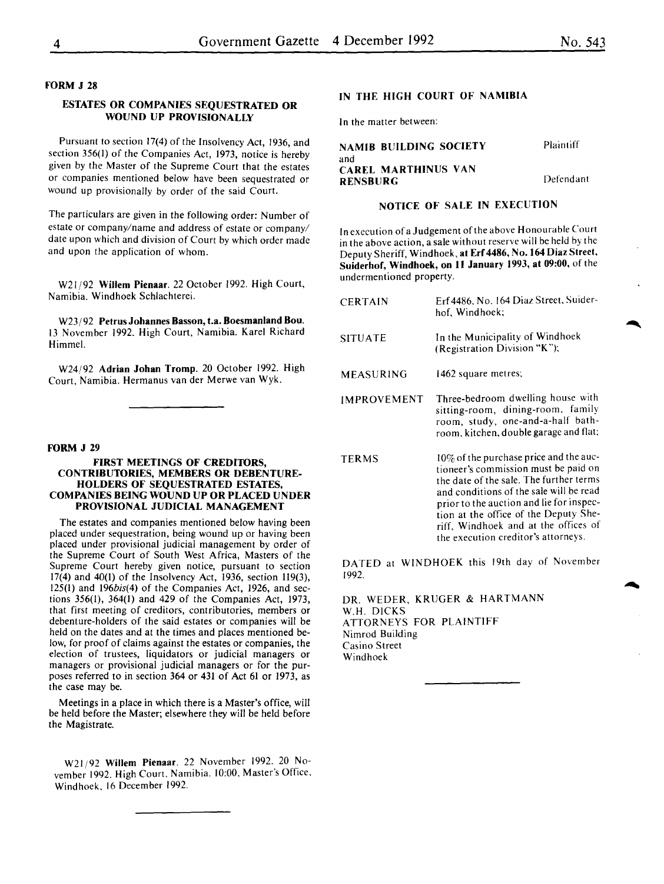**FORM J 28**

### ESTATES OR COMPANIES SEQUESTRATED OR WOUND UP PROVISIONALLY

Pursuant to section 17(4) of the Insolvency Act, 1936, and section 356(1) of the Companies Act, 1973, notice is hereby given by the Master of the Supreme Court that the estates or companies mentioned below have been sequestrated or wound up provisionally by order of the said Court.

The particulars are given in the following order: Number of estate or company/name and address of estate or company/ date upon which and division of Court by which order made and upon the application of whom.

W21/92 **Willem Pienaar**. 22 October 1992. High Court, Namibia. Windhoek Schlachterei.

W23/92 **Petrus Johannes Basson, t.a. Boesmanland Bou**. 13 November 1992. High Court, Namibia. Karel Richard Himmel.

W24/92 **Adrian Johan Tromp**. 20 October 1992. High Court, Namibia. Hermanus van der Merwe van Wyk.

**FORM J 29**

### FIRST MEETINGS OF CREDITORS, CONTRIBUTORIES, MEMBERS OR DEBENTURE-HOLDERS OF SEQUESTRATED ESTATES, COMPANIES BEING WOUND UP OR PLACED UNDER PROVISIONAL JUDICIAL MANAGEMENT

The estates and companies mentioned below having been placed under sequestration, being wound up or having been placed under provisional judicial management by order of the Supreme Court of South West Africa, Masters of the Supreme Court hereby given notice, pursuant to section 17(4) and 40(1) of the Insolvency Act, 1936, section 119(3), 125(1) and 196*bis*(4) of the Companies Act, 1926, and sections 356(1), 364(1) and 429 of the Companies Act, 1973, that first meeting of creditors, contributories, members or debenture-holders of the said estates or companies will be held on the dates and at the times and places mentioned below, for proof of claims against the estates or companies, the election of trustees, liquidators or judicial managers or managers or provisional judicial managers or for the purposes referred to in section 364 or 431 of Act 61 or 1973, as the case may be.

Meetings in a place in which there is a Master's office, will be held before the Master; elsewhere they will be held before the Magistrate.

W21/92 **Willem Pienaar**. 22 November 1992. 20 November 1992. High Court, Namibia. 10:00, Master's Office, Windhoek, 16 December 1992.

### IN THE HIGH COURT OF NAMIBIA

In the matter between:

**NAMIB BUILDING SOCIETY** — Plaintiff

and

**CAREL MARTHINUS VAN RENSBURG** — Defendant

### NOTICE OF SALE IN EXECUTION

In execution of a Judgement of the above Honourable Court in the above action, a sale without reserve will be held by the Deputy Sheriff, Windhoek, **at Erf 4486, No. 164 Diaz Street, Suiderhof, Windhoek, on 11 January 1993, at 09:00**, of the undermentioned property.

| | |
|---|---|
| CERTAIN | Erf 4486, No. 164 Diaz Street, Suiderhof, Windhoek; |
| SITUATE | In the Municipality of Windhoek (Registration Division "K"); |
| MEASURING | 1462 square metres; |
| IMPROVEMENT | Three-bedroom dwelling house with sitting-room, dining-room, family room, study, one-and-a-half bathroom, kitchen, double garage and flat; |
| TERMS | 10% of the purchase price and the auctioneer's commission must be paid on the date of the sale. The further terms and conditions of the sale will be read prior to the auction and lie for inspection at the office of the Deputy Sheriff, Windhoek and at the offices of the execution creditor's attorneys. |

DATED at WINDHOEK this 19th day of November 1992.

DR. WEDER, KRUGER & HARTMANN
W.H. DICKS
ATTORNEYS FOR PLAINTIFF
Nimrod Building
Casino Street
Windhoek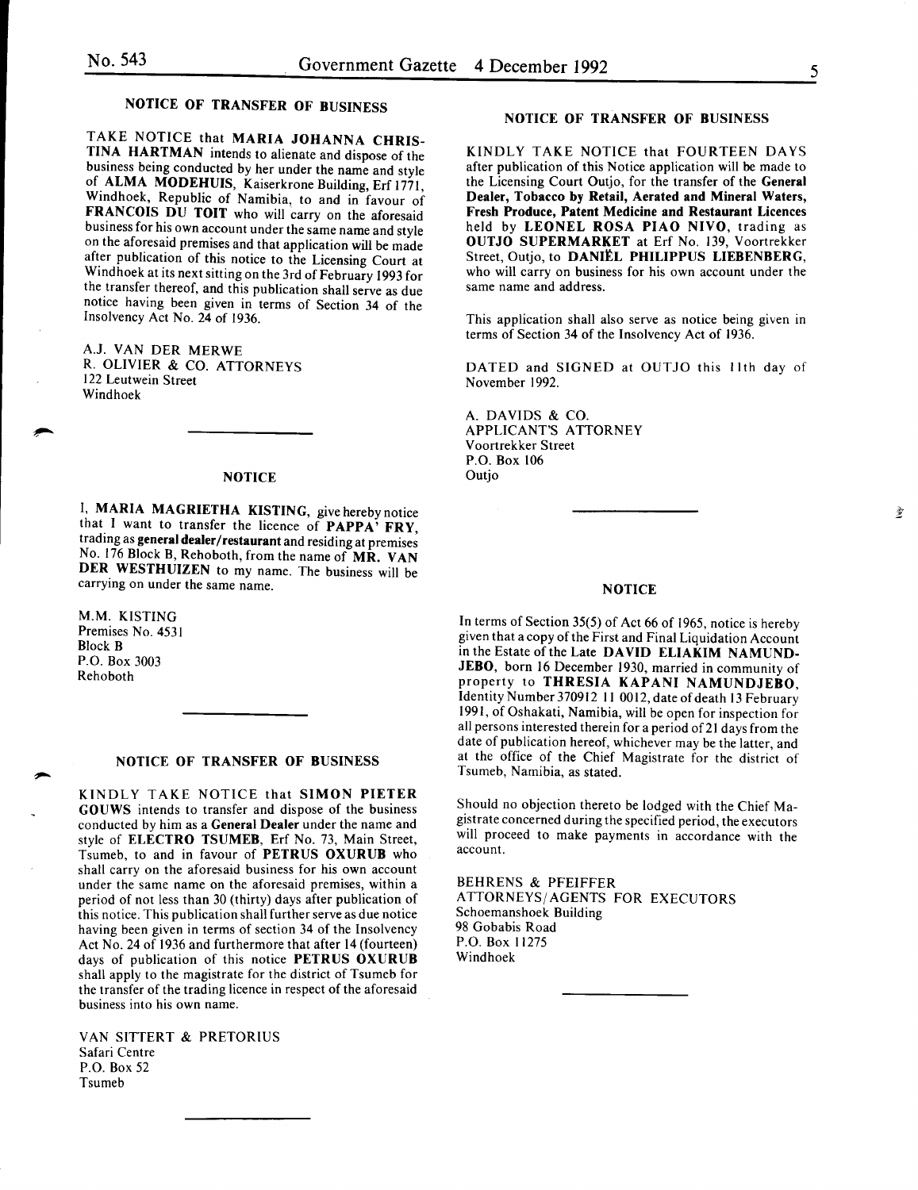## NOTICE OF TRANSFER OF BUSINESS

TAKE NOTICE that **MARIA JOHANNA CHRISTINA HARTMAN** intends to alienate and dispose of the business being conducted by her under the name and style of **ALMA MODEHUIS**, Kaiserkrone Building, Erf 1771, Windhoek, Republic of Namibia, to and in favour of **FRANCOIS DU TOIT** who will carry on the aforesaid business for his own account under the same name and style on the aforesaid premises and that application will be made after publication of this notice to the Licensing Court at Windhoek at its next sitting on the 3rd of February 1993 for the transfer thereof, and this publication shall serve as due notice having been given in terms of Section 34 of the Insolvency Act No. 24 of 1936.

A.J. VAN DER MERWE
R. OLIVIER & CO. ATTORNEYS
122 Leutwein Street
Windhoek

---

## NOTICE

I, **MARIA MAGRIETHA KISTING**, give hereby notice that I want to transfer the licence of **PAPPA' FRY**, trading as **general dealer/restaurant** and residing at premises No. 176 Block B, Rehoboth, from the name of **MR. VAN DER WESTHUIZEN** to my name. The business will be carrying on under the same name.

M.M. KISTING
Premises No. 4531
Block B
P.O. Box 3003
Rehoboth

---

## NOTICE OF TRANSFER OF BUSINESS

KINDLY TAKE NOTICE that **SIMON PIETER GOUWS** intends to transfer and dispose of the business conducted by him as a **General Dealer** under the name and style of **ELECTRO TSUMEB**, Erf No. 73, Main Street, Tsumeb, to and in favour of **PETRUS OXURUB** who shall carry on the aforesaid business for his own account under the same name on the aforesaid premises, within a period of not less than 30 (thirty) days after publication of this notice. This publication shall further serve as due notice having been given in terms of section 34 of the Insolvency Act No. 24 of 1936 and furthermore that after 14 (fourteen) days of publication of this notice **PETRUS OXURUB** shall apply to the magistrate for the district of Tsumeb for the transfer of the trading licence in respect of the aforesaid business into his own name.

VAN SITTERT & PRETORIUS
Safari Centre
P.O. Box 52
Tsumeb

---

## NOTICE OF TRANSFER OF BUSINESS

KINDLY TAKE NOTICE that FOURTEEN DAYS after publication of this Notice application will be made to the Licensing Court Outjo, for the transfer of the **General Dealer, Tobacco by Retail, Aerated and Mineral Waters, Fresh Produce, Patent Medicine and Restaurant Licences** held by **LEONEL ROSA PIAO NIVO**, trading as **OUTJO SUPERMARKET** at Erf No. 139, Voortrekker Street, Outjo, to **DANIËL PHILIPPUS LIEBENBERG**, who will carry on business for his own account under the same name and address.

This application shall also serve as notice being given in terms of Section 34 of the Insolvency Act of 1936.

DATED and SIGNED at OUTJO this 11th day of November 1992.

A. DAVIDS & CO.
APPLICANT'S ATTORNEY
Voortrekker Street
P.O. Box 106
Outjo

---

## NOTICE

In terms of Section 35(5) of Act 66 of 1965, notice is hereby given that a copy of the First and Final Liquidation Account in the Estate of the Late **DAVID ELIAKIM NAMUNDJEBO**, born 16 December 1930, married in community of property to **THRESIA KAPANI NAMUNDJEBO**, Identity Number 370912 11 0012, date of death 13 February 1991, of Oshakati, Namibia, will be open for inspection for all persons interested therein for a period of 21 days from the date of publication hereof, whichever may be the latter, and at the office of the Chief Magistrate for the district of Tsumeb, Namibia, as stated.

Should no objection thereto be lodged with the Chief Magistrate concerned during the specified period, the executors will proceed to make payments in accordance with the account.

BEHRENS & PFEIFFER
ATTORNEYS/AGENTS FOR EXECUTORS
Schoemanshoek Building
98 Gobabis Road
P.O. Box 11275
Windhoek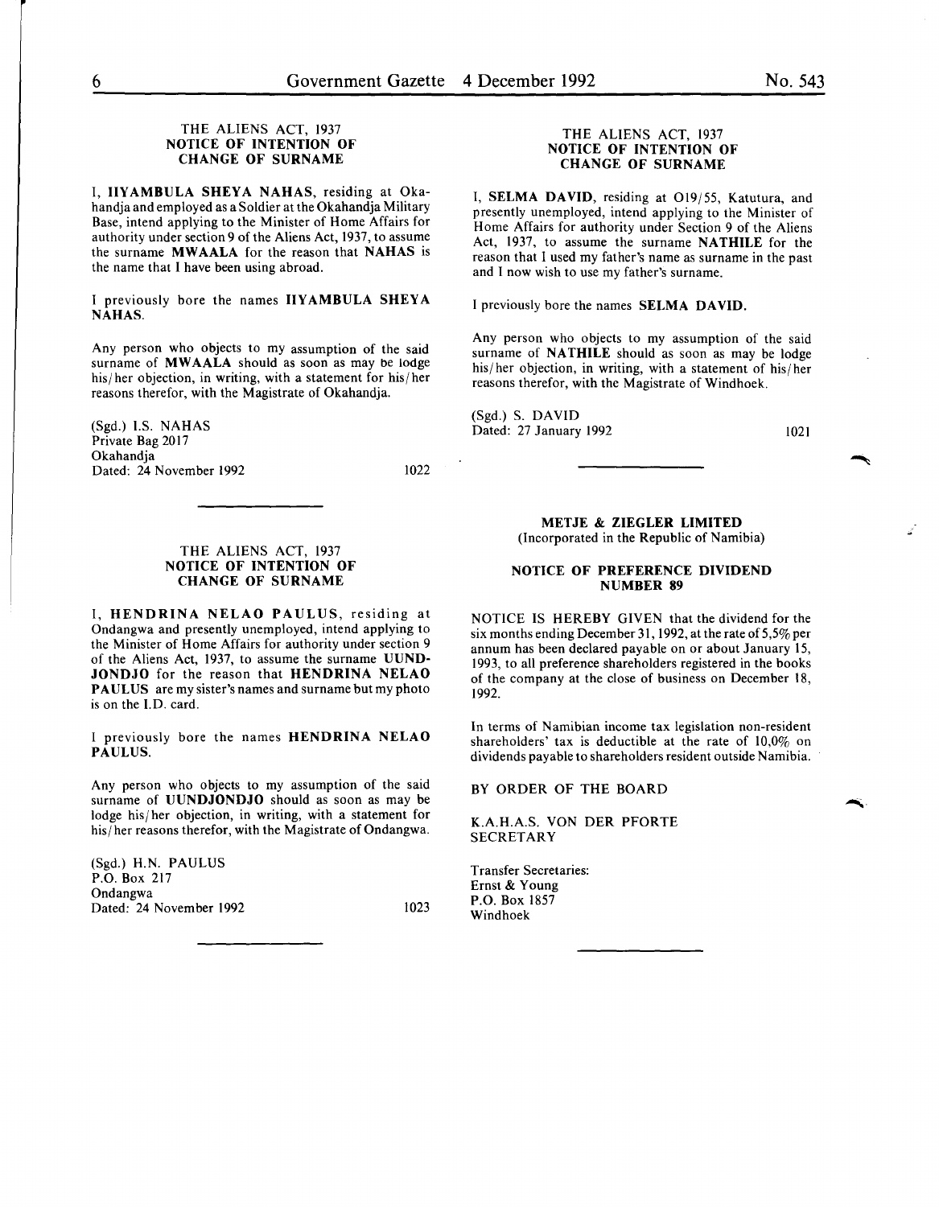### THE ALIENS ACT, 1937
### NOTICE OF INTENTION OF CHANGE OF SURNAME

I, **IIYAMBULA SHEYA NAHAS**, residing at Okahandja and employed as a Soldier at the Okahandja Military Base, intend applying to the Minister of Home Affairs for authority under section 9 of the Aliens Act, 1937, to assume the surname **MWAALA** for the reason that **NAHAS** is the name that I have been using abroad.

I previously bore the names **IIYAMBULA SHEYA NAHAS**.

Any person who objects to my assumption of the said surname of **MWAALA** should as soon as may be lodge his/her objection, in writing, with a statement for his/her reasons therefor, with the Magistrate of Okahandja.

(Sgd.) I.S. NAHAS
Private Bag 2017
Okahandja
Dated: 24 November 1992

1022

---

### THE ALIENS ACT, 1937
### NOTICE OF INTENTION OF CHANGE OF SURNAME

I, **HENDRINA NELAO PAULUS**, residing at Ondangwa and presently unemployed, intend applying to the Minister of Home Affairs for authority under section 9 of the Aliens Act, 1937, to assume the surname **UUNDJONDJO** for the reason that **HENDRINA NELAO PAULUS** are my sister's names and surname but my photo is on the I.D. card.

I previously bore the names **HENDRINA NELAO PAULUS**.

Any person who objects to my assumption of the said surname of **UUNDJONDJO** should as soon as may be lodge his/her objection, in writing, with a statement for his/her reasons therefor, with the Magistrate of Ondangwa.

(Sgd.) H.N. PAULUS
P.O. Box 217
Ondangwa
Dated: 24 November 1992

1023

---

### THE ALIENS ACT, 1937
### NOTICE OF INTENTION OF CHANGE OF SURNAME

I, **SELMA DAVID**, residing at O19/55, Katutura, and presently unemployed, intend applying to the Minister of Home Affairs for authority under Section 9 of the Aliens Act, 1937, to assume the surname **NATHILE** for the reason that I used my father's name as surname in the past and I now wish to use my father's surname.

I previously bore the names **SELMA DAVID**.

Any person who objects to my assumption of the said surname of **NATHILE** should as soon as may be lodge his/her objection, in writing, with a statement of his/her reasons therefor, with the Magistrate of Windhoek.

(Sgd.) S. DAVID
Dated: 27 January 1992

1021

---

### METJE & ZIEGLER LIMITED
(Incorporated in the Republic of Namibia)

### NOTICE OF PREFERENCE DIVIDEND NUMBER 89

NOTICE IS HEREBY GIVEN that the dividend for the six months ending December 31, 1992, at the rate of 5,5% per annum has been declared payable on or about January 15, 1993, to all preference shareholders registered in the books of the company at the close of business on December 18, 1992.

In terms of Namibian income tax legislation non-resident shareholders' tax is deductible at the rate of 10,0% on dividends payable to shareholders resident outside Namibia.

BY ORDER OF THE BOARD

K.A.H.A.S. VON DER PFORTE
SECRETARY

Transfer Secretaries:
Ernst & Young
P.O. Box 1857
Windhoek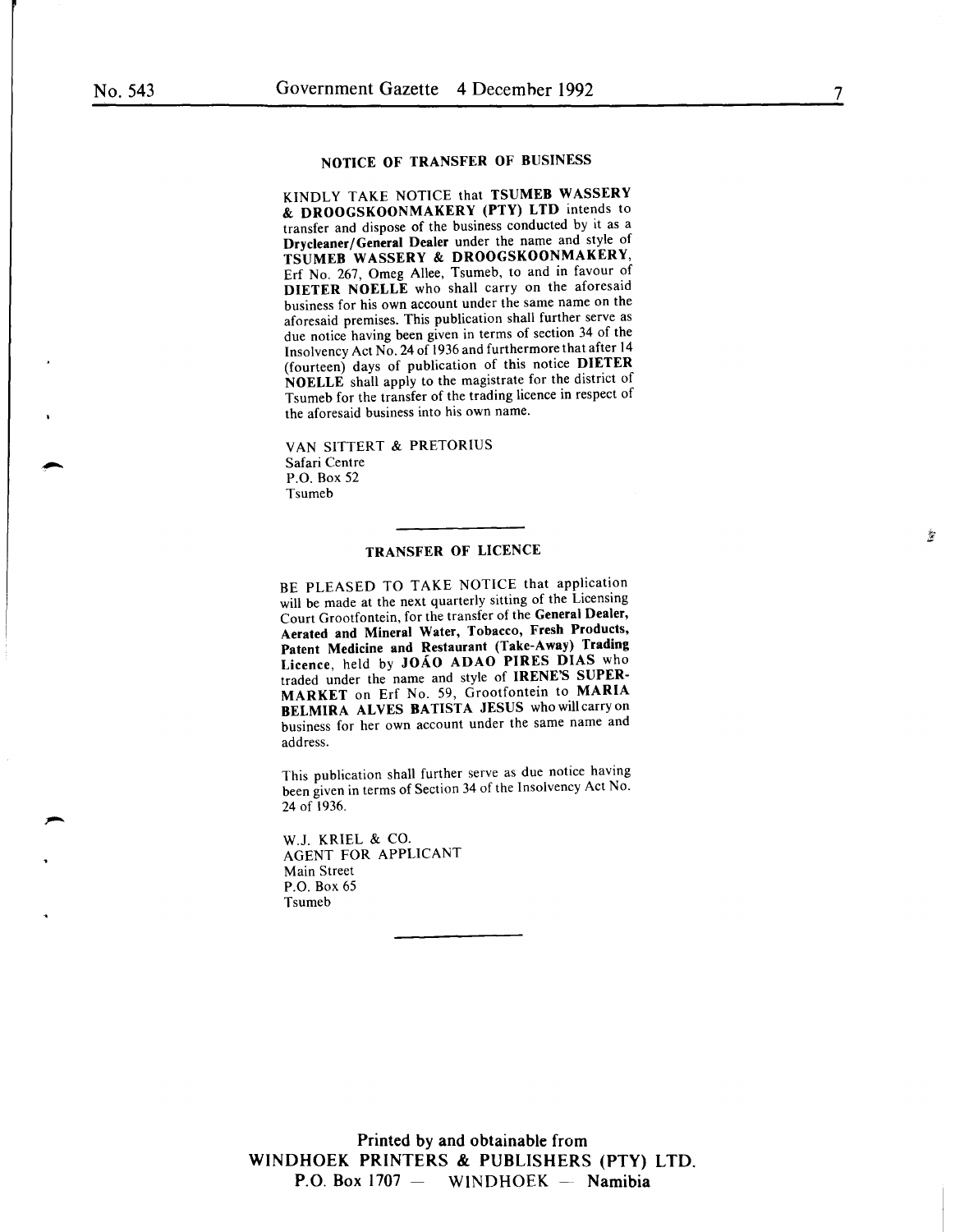## NOTICE OF TRANSFER OF BUSINESS

KINDLY TAKE NOTICE that **TSUMEB WASSERY & DROOGSKOONMAKERY (PTY) LTD** intends to transfer and dispose of the business conducted by it as a **Drycleaner/General Dealer** under the name and style of **TSUMEB WASSERY & DROOGSKOONMAKERY**, Erf No. 267, Omeg Allee, Tsumeb, to and in favour of **DIETER NOELLE** who shall carry on the aforesaid business for his own account under the same name on the aforesaid premises. This publication shall further serve as due notice having been given in terms of section 34 of the Insolvency Act No. 24 of 1936 and furthermore that after 14 (fourteen) days of publication of this notice **DIETER NOELLE** shall apply to the magistrate for the district of Tsumeb for the transfer of the trading licence in respect of the aforesaid business into his own name.

VAN SITTERT & PRETORIUS
Safari Centre
P.O. Box 52
Tsumeb

## TRANSFER OF LICENCE

BE PLEASED TO TAKE NOTICE that application will be made at the next quarterly sitting of the Licensing Court Grootfontein, for the transfer of the **General Dealer, Aerated and Mineral Water, Tobacco, Fresh Products, Patent Medicine and Restaurant (Take-Away) Trading Licence**, held by **JOÁO ADAO PIRES DIAS** who traded under the name and style of **IRENE'S SUPERMARKET** on Erf No. 59, Grootfontein to **MARIA BELMIRA ALVES BATISTA JESUS** who will carry on business for her own account under the same name and address.

This publication shall further serve as due notice having been given in terms of Section 34 of the Insolvency Act No. 24 of 1936.

W.J. KRIEL & CO.
AGENT FOR APPLICANT
Main Street
P.O. Box 65
Tsumeb

Printed by and obtainable from
WINDHOEK PRINTERS & PUBLISHERS (PTY) LTD.
P.O. Box 1707 — WINDHOEK — Namibia